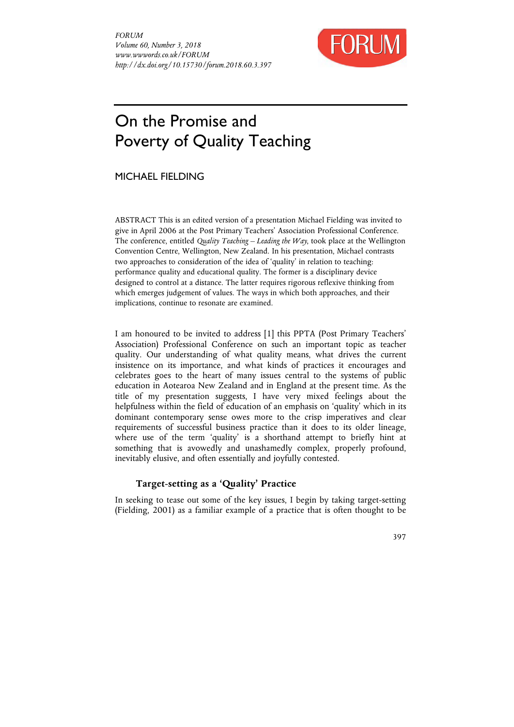# On the Promise and Poverty of Quality Teaching

MICHAEL FIELDING

ABSTRACT This is an edited version of a presentation Michael Fielding was invited to give in April 2006 at the Post Primary Teachers' Association Professional Conference. The conference, entitled *Quality Teaching – Leading the Way*, took place at the Wellington Convention Centre, Wellington, New Zealand. In his presentation, Michael contrasts two approaches to consideration of the idea of 'quality' in relation to teaching: performance quality and educational quality. The former is a disciplinary device designed to control at a distance. The latter requires rigorous reflexive thinking from which emerges judgement of values. The ways in which both approaches, and their implications, continue to resonate are examined.

I am honoured to be invited to address [1] this PPTA (Post Primary Teachers' Association) Professional Conference on such an important topic as teacher quality. Our understanding of what quality means, what drives the current insistence on its importance, and what kinds of practices it encourages and celebrates goes to the heart of many issues central to the systems of public education in Aotearoa New Zealand and in England at the present time. As the title of my presentation suggests, I have very mixed feelings about the helpfulness within the field of education of an emphasis on 'quality' which in its dominant contemporary sense owes more to the crisp imperatives and clear requirements of successful business practice than it does to its older lineage, where use of the term 'quality' is a shorthand attempt to briefly hint at something that is avowedly and unashamedly complex, properly profound, inevitably elusive, and often essentially and joyfully contested.

## Target-setting as a 'Quality' Practice

In seeking to tease out some of the key issues, I begin by taking target-setting (Fielding, 2001) as a familiar example of a practice that is often thought to be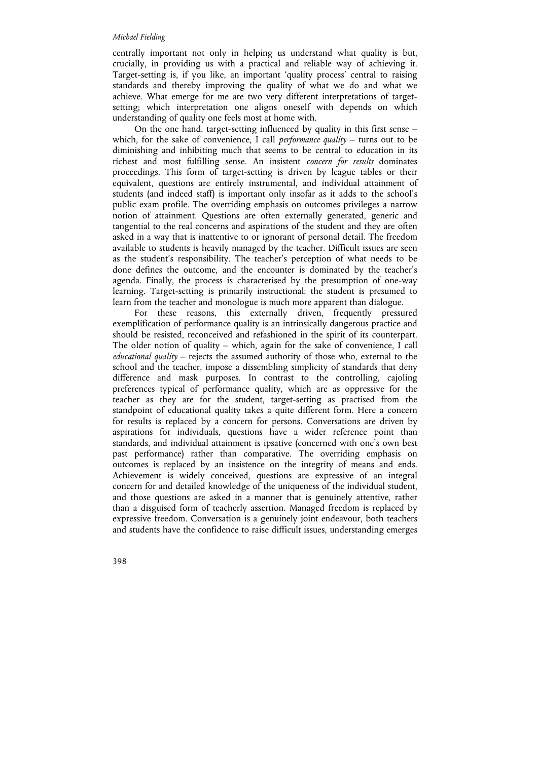centrally important not only in helping us understand what quality is but, crucially, in providing us with a practical and reliable way of achieving it. Target-setting is, if you like, an important 'quality process' central to raising standards and thereby improving the quality of what we do and what we achieve. What emerge for me are two very different interpretations of target-setting; which interpretation one aligns oneself with depends on which understanding of quality one feels most at home with.

On the one hand, target-setting influenced by quality in this first sense – which, for the sake of convenience, I call *performance quality* – turns out to be diminishing and inhibiting much that seems to be central to education in its richest and most fulfilling sense. An insistent *concern for results* dominates proceedings. This form of target-setting is driven by league tables or their equivalent, questions are entirely instrumental, and individual attainment of students (and indeed staff) is important only insofar as it adds to the school's public exam profile. The overriding emphasis on outcomes privileges a narrow notion of attainment. Questions are often externally generated, generic and tangential to the real concerns and aspirations of the student and they are often asked in a way that is inattentive to or ignorant of personal detail. The freedom available to students is heavily managed by the teacher. Difficult issues are seen as the student's responsibility. The teacher's perception of what needs to be done defines the outcome, and the encounter is dominated by the teacher's agenda. Finally, the process is characterised by the presumption of one-way learning. Target-setting is primarily instructional: the student is presumed to learn from the teacher and monologue is much more apparent than dialogue.

For these reasons, this externally driven, frequently pressured exemplification of performance quality is an intrinsically dangerous practice and should be resisted, reconceived and refashioned in the spirit of its counterpart. The older notion of quality – which, again for the sake of convenience, I call *educational quality* – rejects the assumed authority of those who, external to the school and the teacher, impose a dissembling simplicity of standards that deny difference and mask purposes. In contrast to the controlling, cajoling preferences typical of performance quality, which are as oppressive for the teacher as they are for the student, target-setting as practised from the standpoint of educational quality takes a quite different form. Here a concern for results is replaced by a concern for persons. Conversations are driven by aspirations for individuals, questions have a wider reference point than standards, and individual attainment is ipsative (concerned with one's own best past performance) rather than comparative. The overriding emphasis on outcomes is replaced by an insistence on the integrity of means and ends. Achievement is widely conceived, questions are expressive of an integral concern for and detailed knowledge of the uniqueness of the individual student, and those questions are asked in a manner that is genuinely attentive, rather than a disguised form of teacherly assertion. Managed freedom is replaced by expressive freedom. Conversation is a genuinely joint endeavour, both teachers and students have the confidence to raise difficult issues, understanding emerges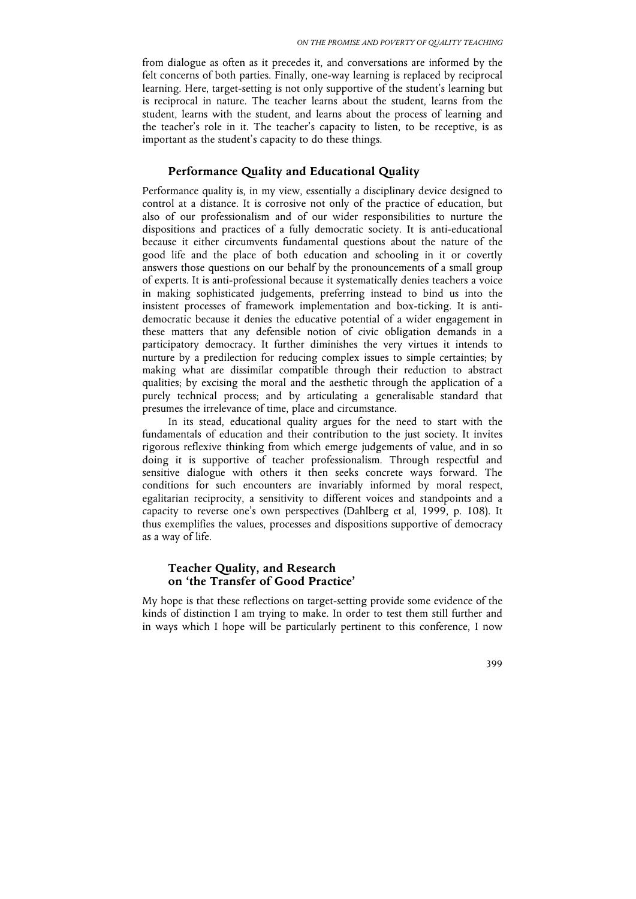from dialogue as often as it precedes it, and conversations are informed by the felt concerns of both parties. Finally, one-way learning is replaced by reciprocal learning. Here, target-setting is not only supportive of the student's learning but is reciprocal in nature. The teacher learns about the student, learns from the student, learns with the student, and learns about the process of learning and the teacher's role in it. The teacher's capacity to listen, to be receptive, is as important as the student's capacity to do these things.

## Performance Quality and Educational Quality

Performance quality is, in my view, essentially a disciplinary device designed to control at a distance. It is corrosive not only of the practice of education, but also of our professionalism and of our wider responsibilities to nurture the dispositions and practices of a fully democratic society. It is anti-educational because it either circumvents fundamental questions about the nature of the good life and the place of both education and schooling in it or covertly answers those questions on our behalf by the pronouncements of a small group of experts. It is anti-professional because it systematically denies teachers a voice in making sophisticated judgements, preferring instead to bind us into the insistent processes of framework implementation and box-ticking. It is anti-democratic because it denies the educative potential of a wider engagement in these matters that any defensible notion of civic obligation demands in a participatory democracy. It further diminishes the very virtues it intends to nurture by a predilection for reducing complex issues to simple certainties; by making what are dissimilar compatible through their reduction to abstract qualities; by excising the moral and the aesthetic through the application of a purely technical process; and by articulating a generalisable standard that presumes the irrelevance of time, place and circumstance.

In its stead, educational quality argues for the need to start with the fundamentals of education and their contribution to the just society. It invites rigorous reflexive thinking from which emerge judgements of value, and in so doing it is supportive of teacher professionalism. Through respectful and sensitive dialogue with others it then seeks concrete ways forward. The conditions for such encounters are invariably informed by moral respect, egalitarian reciprocity, a sensitivity to different voices and standpoints and a capacity to reverse one's own perspectives (Dahlberg et al, 1999, p. 108). It thus exemplifies the values, processes and dispositions supportive of democracy as a way of life.

## Teacher Quality, and Research on 'the Transfer of Good Practice'

My hope is that these reflections on target-setting provide some evidence of the kinds of distinction I am trying to make. In order to test them still further and in ways which I hope will be particularly pertinent to this conference, I now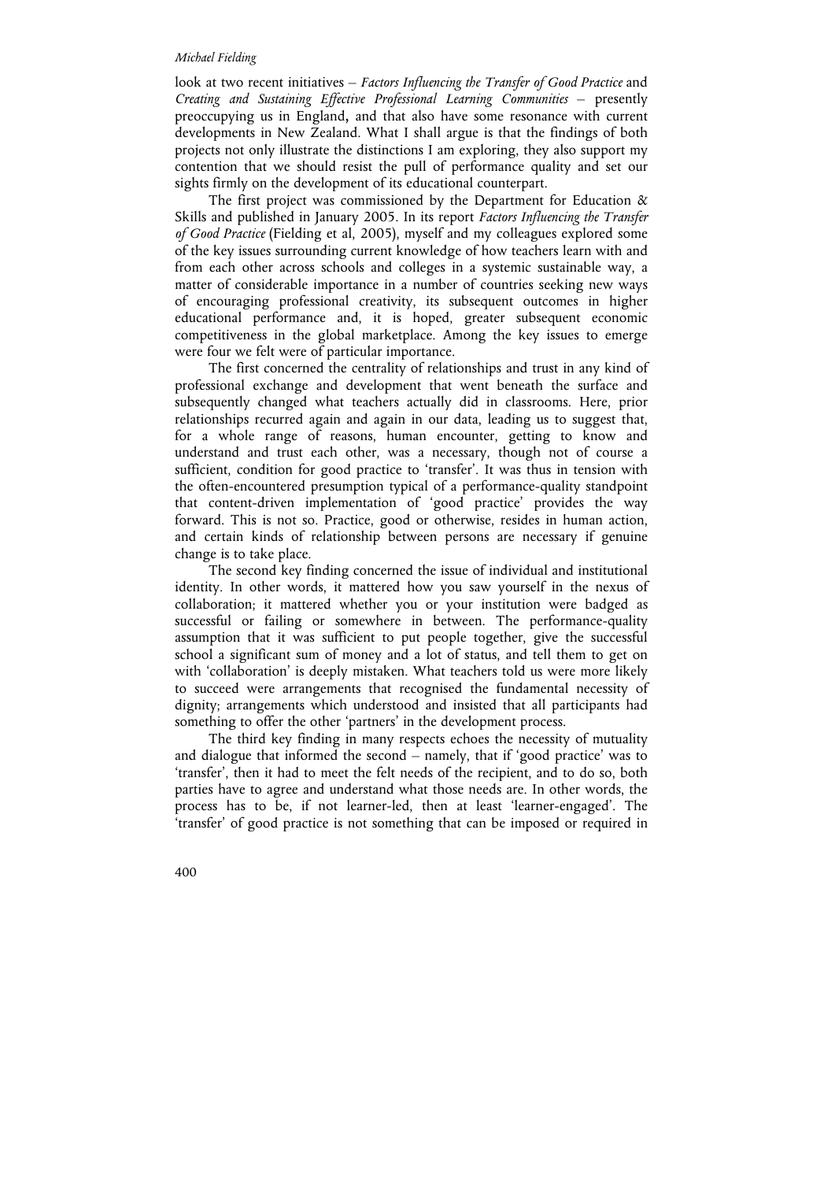look at two recent initiatives – *Factors Influencing the Transfer of Good Practice* and *Creating and Sustaining Effective Professional Learning Communities* – presently preoccupying us in England, and that also have some resonance with current developments in New Zealand. What I shall argue is that the findings of both projects not only illustrate the distinctions I am exploring, they also support my contention that we should resist the pull of performance quality and set our sights firmly on the development of its educational counterpart.

The first project was commissioned by the Department for Education & Skills and published in January 2005. In its report *Factors Influencing the Transfer of Good Practice* (Fielding et al, 2005), myself and my colleagues explored some of the key issues surrounding current knowledge of how teachers learn with and from each other across schools and colleges in a systemic sustainable way, a matter of considerable importance in a number of countries seeking new ways of encouraging professional creativity, its subsequent outcomes in higher educational performance and, it is hoped, greater subsequent economic competitiveness in the global marketplace. Among the key issues to emerge were four we felt were of particular importance.

The first concerned the centrality of relationships and trust in any kind of professional exchange and development that went beneath the surface and subsequently changed what teachers actually did in classrooms. Here, prior relationships recurred again and again in our data, leading us to suggest that, for a whole range of reasons, human encounter, getting to know and understand and trust each other, was a necessary, though not of course a sufficient, condition for good practice to 'transfer'. It was thus in tension with the often-encountered presumption typical of a performance-quality standpoint that content-driven implementation of 'good practice' provides the way forward. This is not so. Practice, good or otherwise, resides in human action, and certain kinds of relationship between persons are necessary if genuine change is to take place.

The second key finding concerned the issue of individual and institutional identity. In other words, it mattered how you saw yourself in the nexus of collaboration; it mattered whether you or your institution were badged as successful or failing or somewhere in between. The performance-quality assumption that it was sufficient to put people together, give the successful school a significant sum of money and a lot of status, and tell them to get on with 'collaboration' is deeply mistaken. What teachers told us were more likely to succeed were arrangements that recognised the fundamental necessity of dignity; arrangements which understood and insisted that all participants had something to offer the other 'partners' in the development process.

The third key finding in many respects echoes the necessity of mutuality and dialogue that informed the second – namely, that if 'good practice' was to 'transfer', then it had to meet the felt needs of the recipient, and to do so, both parties have to agree and understand what those needs are. In other words, the process has to be, if not learner-led, then at least 'learner-engaged'. The 'transfer' of good practice is not something that can be imposed or required in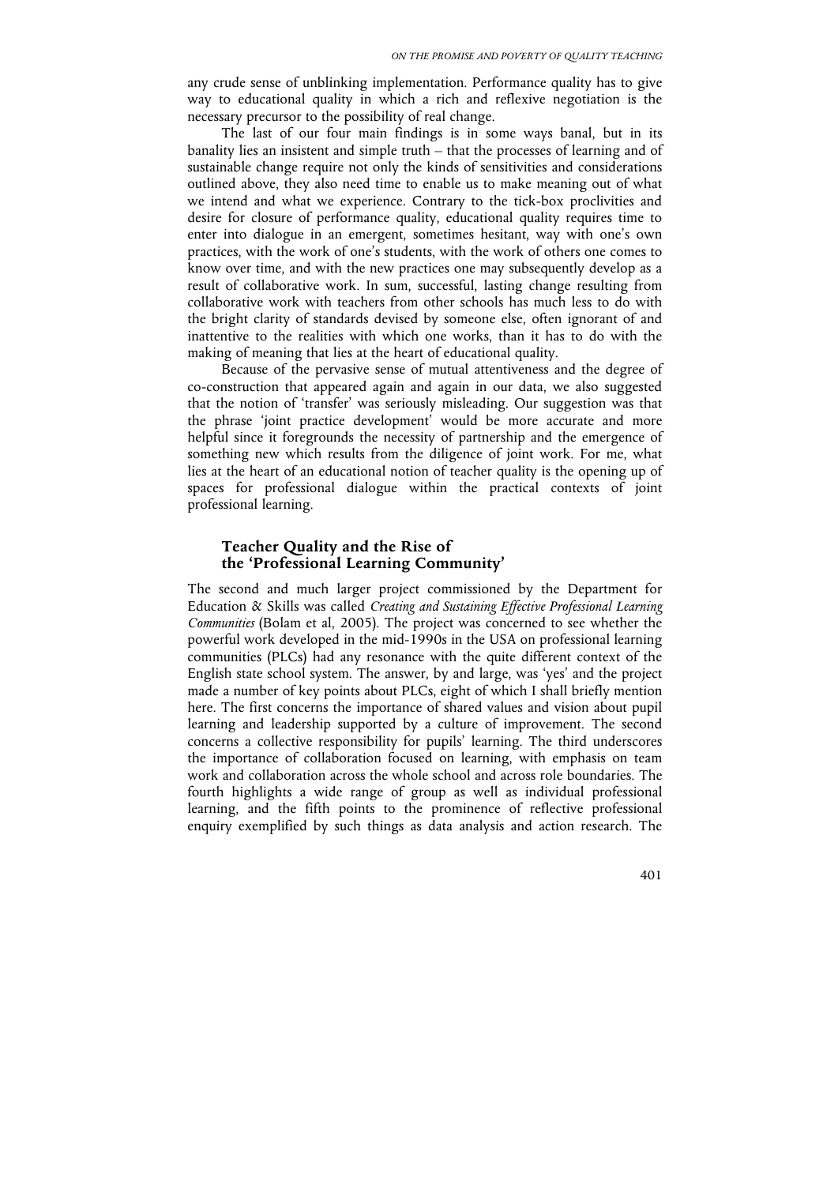any crude sense of unblinking implementation. Performance quality has to give way to educational quality in which a rich and reflexive negotiation is the necessary precursor to the possibility of real change.

The last of our four main findings is in some ways banal, but in its banality lies an insistent and simple truth – that the processes of learning and of sustainable change require not only the kinds of sensitivities and considerations outlined above, they also need time to enable us to make meaning out of what we intend and what we experience. Contrary to the tick-box proclivities and desire for closure of performance quality, educational quality requires time to enter into dialogue in an emergent, sometimes hesitant, way with one's own practices, with the work of one's students, with the work of others one comes to know over time, and with the new practices one may subsequently develop as a result of collaborative work. In sum, successful, lasting change resulting from collaborative work with teachers from other schools has much less to do with the bright clarity of standards devised by someone else, often ignorant of and inattentive to the realities with which one works, than it has to do with the making of meaning that lies at the heart of educational quality.

Because of the pervasive sense of mutual attentiveness and the degree of co-construction that appeared again and again in our data, we also suggested that the notion of 'transfer' was seriously misleading. Our suggestion was that the phrase 'joint practice development' would be more accurate and more helpful since it foregrounds the necessity of partnership and the emergence of something new which results from the diligence of joint work. For me, what lies at the heart of an educational notion of teacher quality is the opening up of spaces for professional dialogue within the practical contexts of joint professional learning.

## Teacher Quality and the Rise of the 'Professional Learning Community'

The second and much larger project commissioned by the Department for Education & Skills was called *Creating and Sustaining Effective Professional Learning Communities* (Bolam et al, 2005). The project was concerned to see whether the powerful work developed in the mid-1990s in the USA on professional learning communities (PLCs) had any resonance with the quite different context of the English state school system. The answer, by and large, was 'yes' and the project made a number of key points about PLCs, eight of which I shall briefly mention here. The first concerns the importance of shared values and vision about pupil learning and leadership supported by a culture of improvement. The second concerns a collective responsibility for pupils' learning. The third underscores the importance of collaboration focused on learning, with emphasis on team work and collaboration across the whole school and across role boundaries. The fourth highlights a wide range of group as well as individual professional learning, and the fifth points to the prominence of reflective professional enquiry exemplified by such things as data analysis and action research. The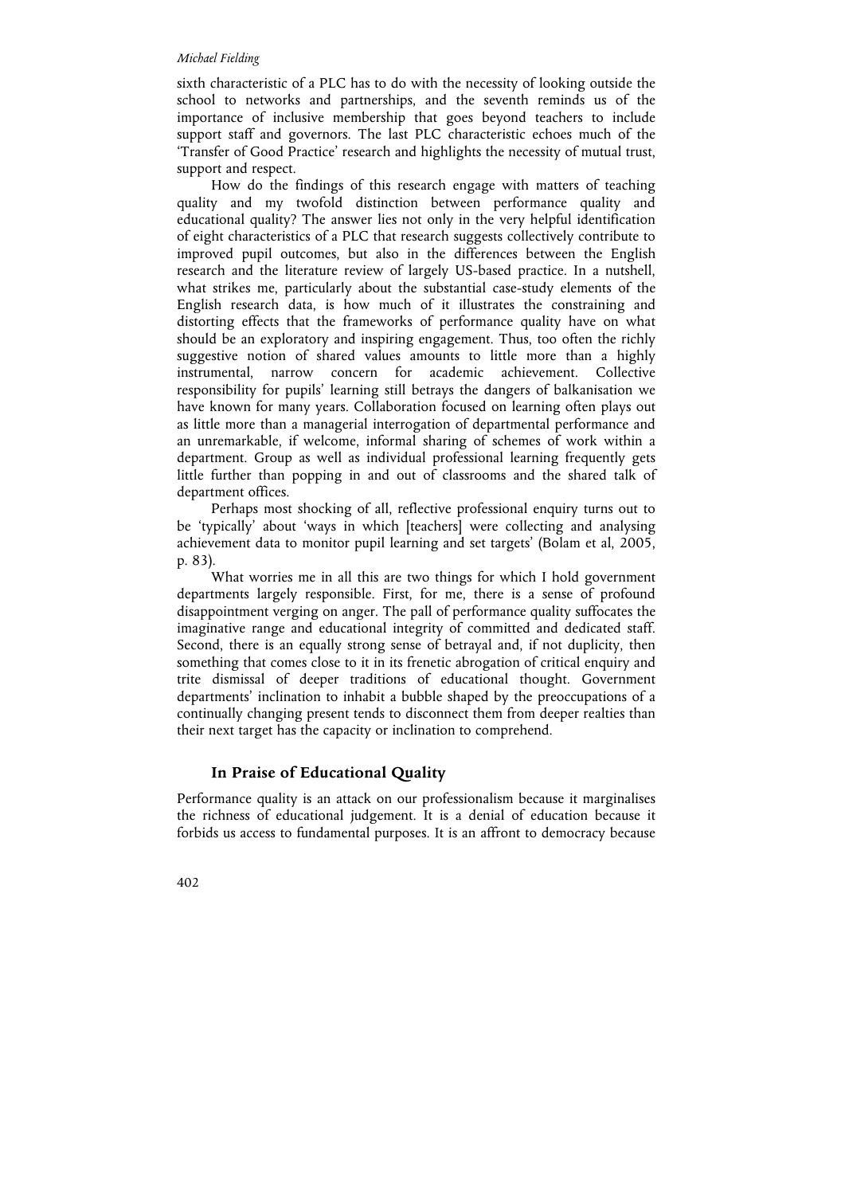sixth characteristic of a PLC has to do with the necessity of looking outside the school to networks and partnerships, and the seventh reminds us of the importance of inclusive membership that goes beyond teachers to include support staff and governors. The last PLC characteristic echoes much of the 'Transfer of Good Practice' research and highlights the necessity of mutual trust, support and respect.

How do the findings of this research engage with matters of teaching quality and my twofold distinction between performance quality and educational quality? The answer lies not only in the very helpful identification of eight characteristics of a PLC that research suggests collectively contribute to improved pupil outcomes, but also in the differences between the English research and the literature review of largely US-based practice. In a nutshell, what strikes me, particularly about the substantial case-study elements of the English research data, is how much of it illustrates the constraining and distorting effects that the frameworks of performance quality have on what should be an exploratory and inspiring engagement. Thus, too often the richly suggestive notion of shared values amounts to little more than a highly instrumental, narrow concern for academic achievement. Collective responsibility for pupils' learning still betrays the dangers of balkanisation we have known for many years. Collaboration focused on learning often plays out as little more than a managerial interrogation of departmental performance and an unremarkable, if welcome, informal sharing of schemes of work within a department. Group as well as individual professional learning frequently gets little further than popping in and out of classrooms and the shared talk of department offices.

Perhaps most shocking of all, reflective professional enquiry turns out to be 'typically' about 'ways in which [teachers] were collecting and analysing achievement data to monitor pupil learning and set targets' (Bolam et al, 2005, p. 83).

What worries me in all this are two things for which I hold government departments largely responsible. First, for me, there is a sense of profound disappointment verging on anger. The pall of performance quality suffocates the imaginative range and educational integrity of committed and dedicated staff. Second, there is an equally strong sense of betrayal and, if not duplicity, then something that comes close to it in its frenetic abrogation of critical enquiry and trite dismissal of deeper traditions of educational thought. Government departments' inclination to inhabit a bubble shaped by the preoccupations of a continually changing present tends to disconnect them from deeper realties than their next target has the capacity or inclination to comprehend.

## In Praise of Educational Quality

Performance quality is an attack on our professionalism because it marginalises the richness of educational judgement. It is a denial of education because it forbids us access to fundamental purposes. It is an affront to democracy because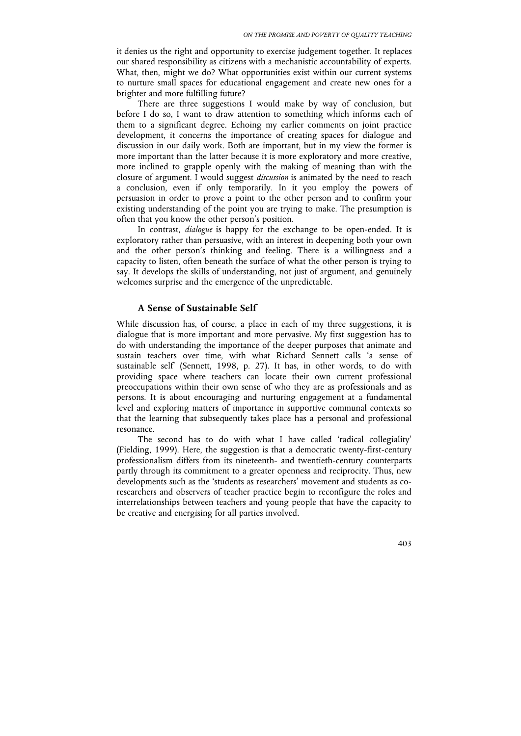it denies us the right and opportunity to exercise judgement together. It replaces our shared responsibility as citizens with a mechanistic accountability of experts. What, then, might we do? What opportunities exist within our current systems to nurture small spaces for educational engagement and create new ones for a brighter and more fulfilling future?

There are three suggestions I would make by way of conclusion, but before I do so, I want to draw attention to something which informs each of them to a significant degree. Echoing my earlier comments on joint practice development, it concerns the importance of creating spaces for dialogue and discussion in our daily work. Both are important, but in my view the former is more important than the latter because it is more exploratory and more creative, more inclined to grapple openly with the making of meaning than with the closure of argument. I would suggest *discussion* is animated by the need to reach a conclusion, even if only temporarily. In it you employ the powers of persuasion in order to prove a point to the other person and to confirm your existing understanding of the point you are trying to make. The presumption is often that you know the other person's position.

In contrast, *dialogue* is happy for the exchange to be open-ended. It is exploratory rather than persuasive, with an interest in deepening both your own and the other person's thinking and feeling. There is a willingness and a capacity to listen, often beneath the surface of what the other person is trying to say. It develops the skills of understanding, not just of argument, and genuinely welcomes surprise and the emergence of the unpredictable.

## A Sense of Sustainable Self

While discussion has, of course, a place in each of my three suggestions, it is dialogue that is more important and more pervasive. My first suggestion has to do with understanding the importance of the deeper purposes that animate and sustain teachers over time, with what Richard Sennett calls 'a sense of sustainable self' (Sennett, 1998, p. 27). It has, in other words, to do with providing space where teachers can locate their own current professional preoccupations within their own sense of who they are as professionals and as persons. It is about encouraging and nurturing engagement at a fundamental level and exploring matters of importance in supportive communal contexts so that the learning that subsequently takes place has a personal and professional resonance.

The second has to do with what I have called 'radical collegiality' (Fielding, 1999). Here, the suggestion is that a democratic twenty-first-century professionalism differs from its nineteenth- and twentieth-century counterparts partly through its commitment to a greater openness and reciprocity. Thus, new developments such as the 'students as researchers' movement and students as co-researchers and observers of teacher practice begin to reconfigure the roles and interrelationships between teachers and young people that have the capacity to be creative and energising for all parties involved.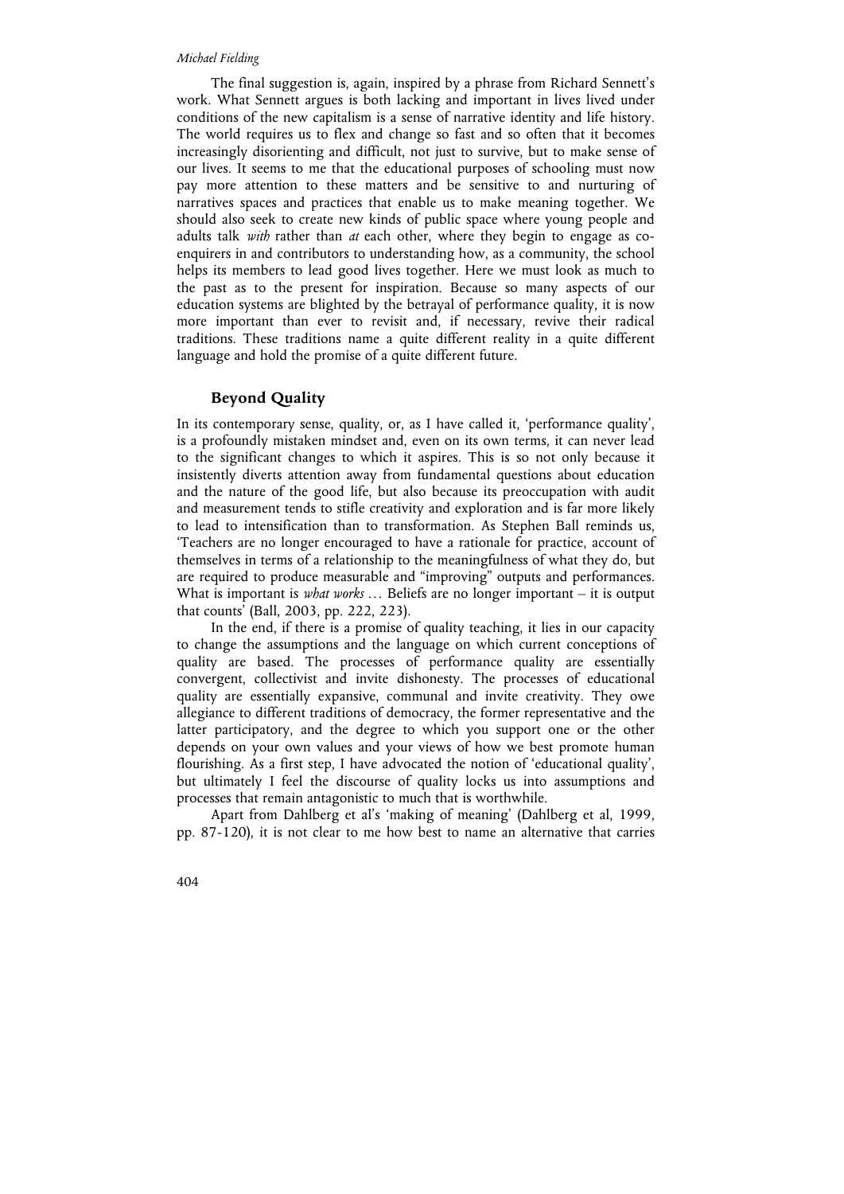The final suggestion is, again, inspired by a phrase from Richard Sennett's work. What Sennett argues is both lacking and important in lives lived under conditions of the new capitalism is a sense of narrative identity and life history. The world requires us to flex and change so fast and so often that it becomes increasingly disorienting and difficult, not just to survive, but to make sense of our lives. It seems to me that the educational purposes of schooling must now pay more attention to these matters and be sensitive to and nurturing of narratives spaces and practices that enable us to make meaning together. We should also seek to create new kinds of public space where young people and adults talk *with* rather than *at* each other, where they begin to engage as co-enquirers in and contributors to understanding how, as a community, the school helps its members to lead good lives together. Here we must look as much to the past as to the present for inspiration. Because so many aspects of our education systems are blighted by the betrayal of performance quality, it is now more important than ever to revisit and, if necessary, revive their radical traditions. These traditions name a quite different reality in a quite different language and hold the promise of a quite different future.

## Beyond Quality

In its contemporary sense, quality, or, as I have called it, 'performance quality', is a profoundly mistaken mindset and, even on its own terms, it can never lead to the significant changes to which it aspires. This is so not only because it insistently diverts attention away from fundamental questions about education and the nature of the good life, but also because its preoccupation with audit and measurement tends to stifle creativity and exploration and is far more likely to lead to intensification than to transformation. As Stephen Ball reminds us, 'Teachers are no longer encouraged to have a rationale for practice, account of themselves in terms of a relationship to the meaningfulness of what they do, but are required to produce measurable and "improving" outputs and performances. What is important is *what works* … Beliefs are no longer important – it is output that counts' (Ball, 2003, pp. 222, 223).

In the end, if there is a promise of quality teaching, it lies in our capacity to change the assumptions and the language on which current conceptions of quality are based. The processes of performance quality are essentially convergent, collectivist and invite dishonesty. The processes of educational quality are essentially expansive, communal and invite creativity. They owe allegiance to different traditions of democracy, the former representative and the latter participatory, and the degree to which you support one or the other depends on your own values and your views of how we best promote human flourishing. As a first step, I have advocated the notion of 'educational quality', but ultimately I feel the discourse of quality locks us into assumptions and processes that remain antagonistic to much that is worthwhile.

Apart from Dahlberg et al's 'making of meaning' (Dahlberg et al, 1999, pp. 87-120), it is not clear to me how best to name an alternative that carries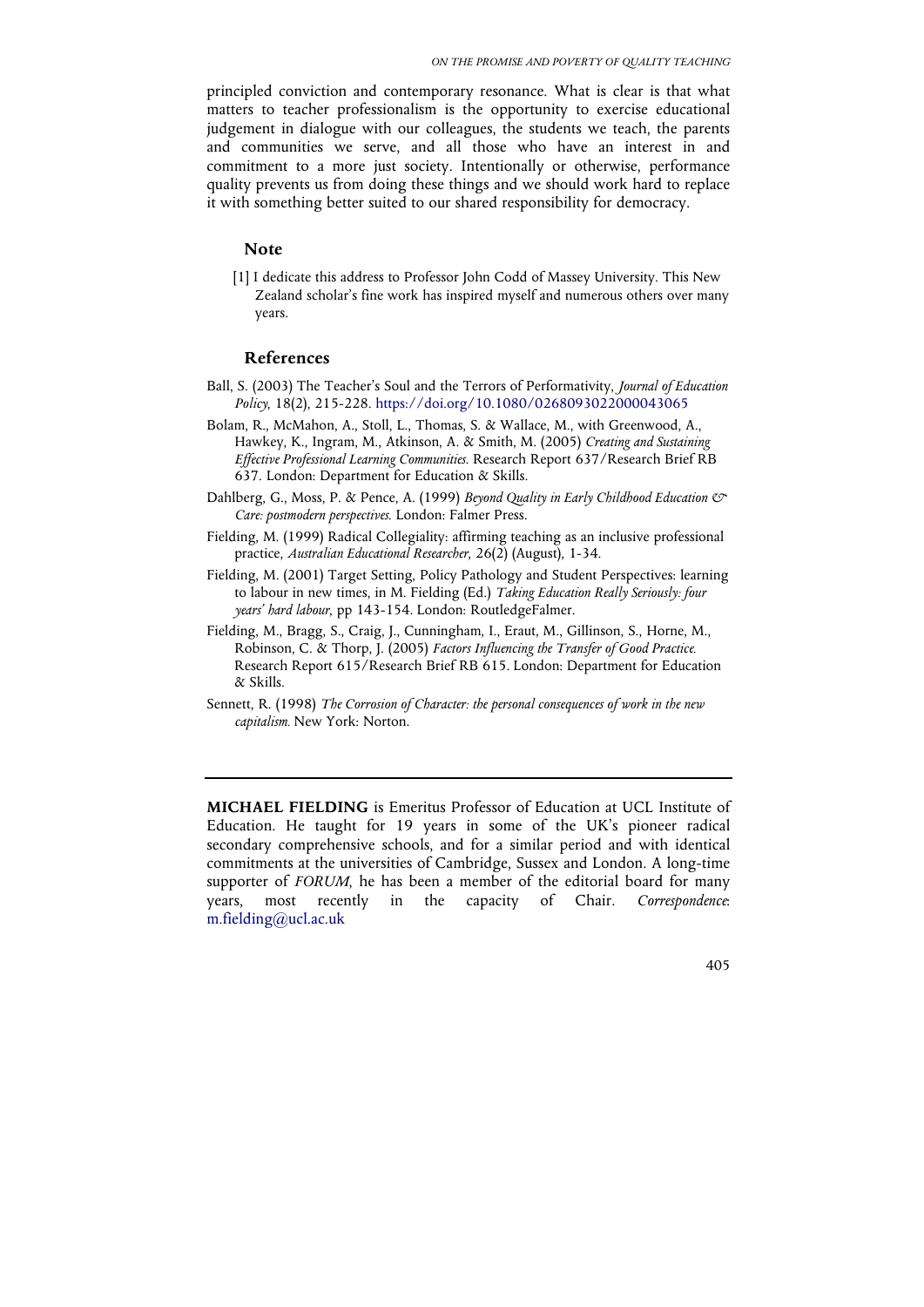principled conviction and contemporary resonance. What is clear is that what matters to teacher professionalism is the opportunity to exercise educational judgement in dialogue with our colleagues, the students we teach, the parents and communities we serve, and all those who have an interest in and commitment to a more just society. Intentionally or otherwise, performance quality prevents us from doing these things and we should work hard to replace it with something better suited to our shared responsibility for democracy.

## Note

[1] I dedicate this address to Professor John Codd of Massey University. This New Zealand scholar's fine work has inspired myself and numerous others over many years.

## References

Ball, S. (2003) The Teacher's Soul and the Terrors of Performativity, *Journal of Education Policy*, 18(2), 215-228. https://doi.org/10.1080/0268093022000043065

Bolam, R., McMahon, A., Stoll, L., Thomas, S. & Wallace, M., with Greenwood, A., Hawkey, K., Ingram, M., Atkinson, A. & Smith, M. (2005) *Creating and Sustaining Effective Professional Learning Communities*. Research Report 637/Research Brief RB 637. London: Department for Education & Skills.

Dahlberg, G., Moss, P. & Pence, A. (1999) *Beyond Quality in Early Childhood Education & Care: postmodern perspectives*. London: Falmer Press.

Fielding, M. (1999) Radical Collegiality: affirming teaching as an inclusive professional practice, *Australian Educational Researcher*, 26(2) (August), 1-34.

Fielding, M. (2001) Target Setting, Policy Pathology and Student Perspectives: learning to labour in new times, in M. Fielding (Ed.) *Taking Education Really Seriously: four years' hard labour*, pp 143-154. London: RoutledgeFalmer.

Fielding, M., Bragg, S., Craig, J., Cunningham, I., Eraut, M., Gillinson, S., Horne, M., Robinson, C. & Thorp, J. (2005) *Factors Influencing the Transfer of Good Practice*. Research Report 615/Research Brief RB 615. London: Department for Education & Skills.

Sennett, R. (1998) *The Corrosion of Character: the personal consequences of work in the new capitalism*. New York: Norton.

---

**MICHAEL FIELDING** is Emeritus Professor of Education at UCL Institute of Education. He taught for 19 years in some of the UK's pioneer radical secondary comprehensive schools, and for a similar period and with identical commitments at the universities of Cambridge, Sussex and London. A long-time supporter of *FORUM*, he has been a member of the editorial board for many years, most recently in the capacity of Chair. *Correspondence*: m.fielding@ucl.ac.uk